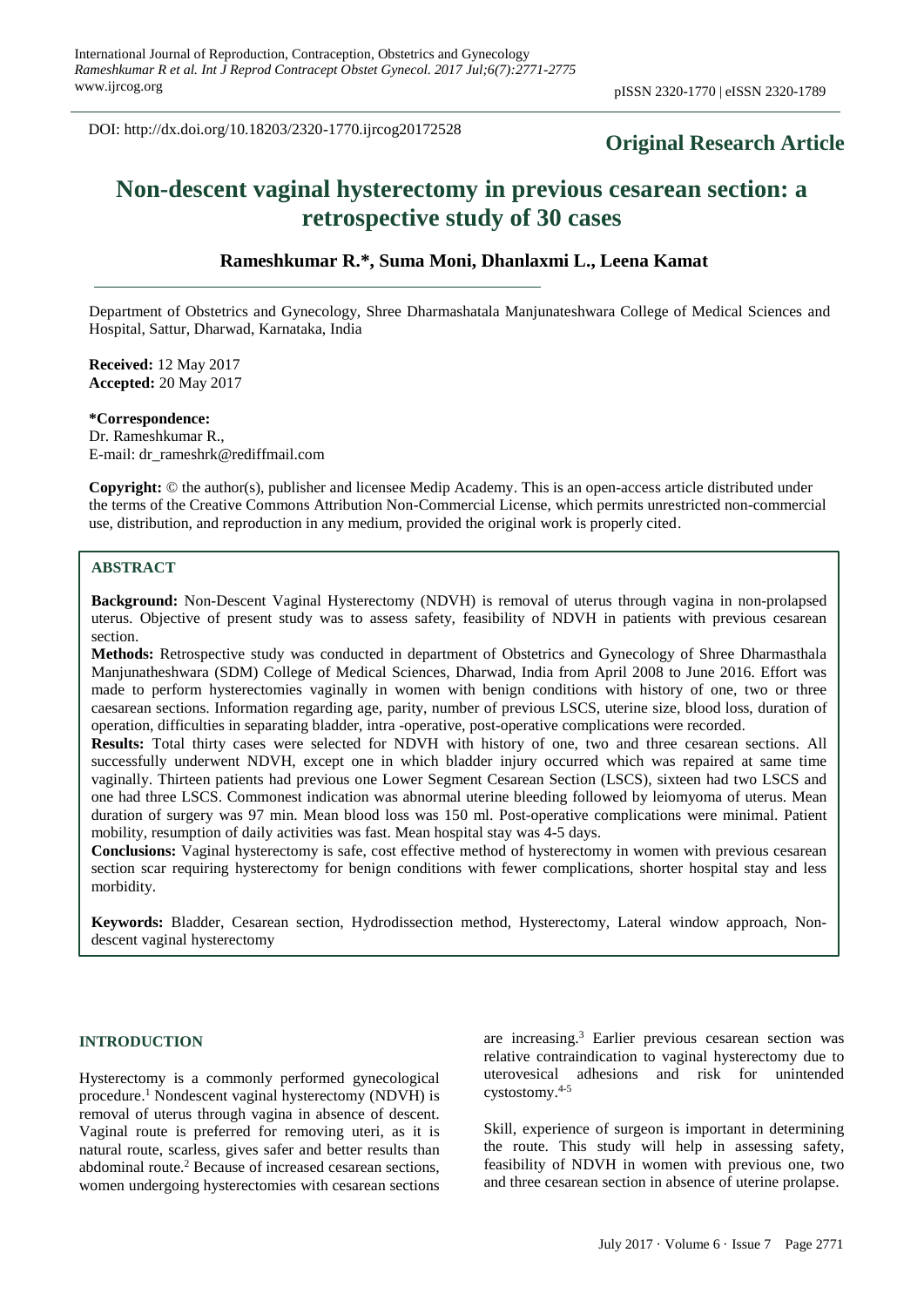DOI: http://dx.doi.org/10.18203/2320-1770.ijrcog20172528

**Original Research Article**

# Non-descent vaginal hysterectomy in previous cesarean section: a retrospective study of 30 cases

**Rameshkumar R.\*, Suma Moni, Dhanlaxmi L., Leena Kamat**

Department of Obstetrics and Gynecology, Shree Dharmashatala Manjunateshwara College of Medical Sciences and Hospital, Sattur, Dharwad, Karnataka, India

**Received:** 12 May 2017
**Accepted:** 20 May 2017

**\*Correspondence:**
Dr. Rameshkumar R.,
E-mail: dr_rameshrk@rediffmail.com

**Copyright:** © the author(s), publisher and licensee Medip Academy. This is an open-access article distributed under the terms of the Creative Commons Attribution Non-Commercial License, which permits unrestricted non-commercial use, distribution, and reproduction in any medium, provided the original work is properly cited.

## ABSTRACT

**Background:** Non-Descent Vaginal Hysterectomy (NDVH) is removal of uterus through vagina in non-prolapsed uterus. Objective of present study was to assess safety, feasibility of NDVH in patients with previous cesarean section.

**Methods:** Retrospective study was conducted in department of Obstetrics and Gynecology of Shree Dharmasthala Manjunatheshwara (SDM) College of Medical Sciences, Dharwad, India from April 2008 to June 2016. Effort was made to perform hysterectomies vaginally in women with benign conditions with history of one, two or three caesarean sections. Information regarding age, parity, number of previous LSCS, uterine size, blood loss, duration of operation, difficulties in separating bladder, intra -operative, post-operative complications were recorded.

**Results:** Total thirty cases were selected for NDVH with history of one, two and three cesarean sections. All successfully underwent NDVH, except one in which bladder injury occurred which was repaired at same time vaginally. Thirteen patients had previous one Lower Segment Cesarean Section (LSCS), sixteen had two LSCS and one had three LSCS. Commonest indication was abnormal uterine bleeding followed by leiomyoma of uterus. Mean duration of surgery was 97 min. Mean blood loss was 150 ml. Post-operative complications were minimal. Patient mobility, resumption of daily activities was fast. Mean hospital stay was 4-5 days.

**Conclusions:** Vaginal hysterectomy is safe, cost effective method of hysterectomy in women with previous cesarean section scar requiring hysterectomy for benign conditions with fewer complications, shorter hospital stay and less morbidity.

**Keywords:** Bladder, Cesarean section, Hydrodissection method, Hysterectomy, Lateral window approach, Non-descent vaginal hysterectomy

## INTRODUCTION

Hysterectomy is a commonly performed gynecological procedure.[1] Nondescent vaginal hysterectomy (NDVH) is removal of uterus through vagina in absence of descent. Vaginal route is preferred for removing uteri, as it is natural route, scarless, gives safer and better results than abdominal route.[2] Because of increased cesarean sections, women undergoing hysterectomies with cesarean sections are increasing.[3] Earlier previous cesarean section was relative contraindication to vaginal hysterectomy due to uterovesical adhesions and risk for unintended cystostomy.[4-5]

Skill, experience of surgeon is important in determining the route. This study will help in assessing safety, feasibility of NDVH in women with previous one, two and three cesarean section in absence of uterine prolapse.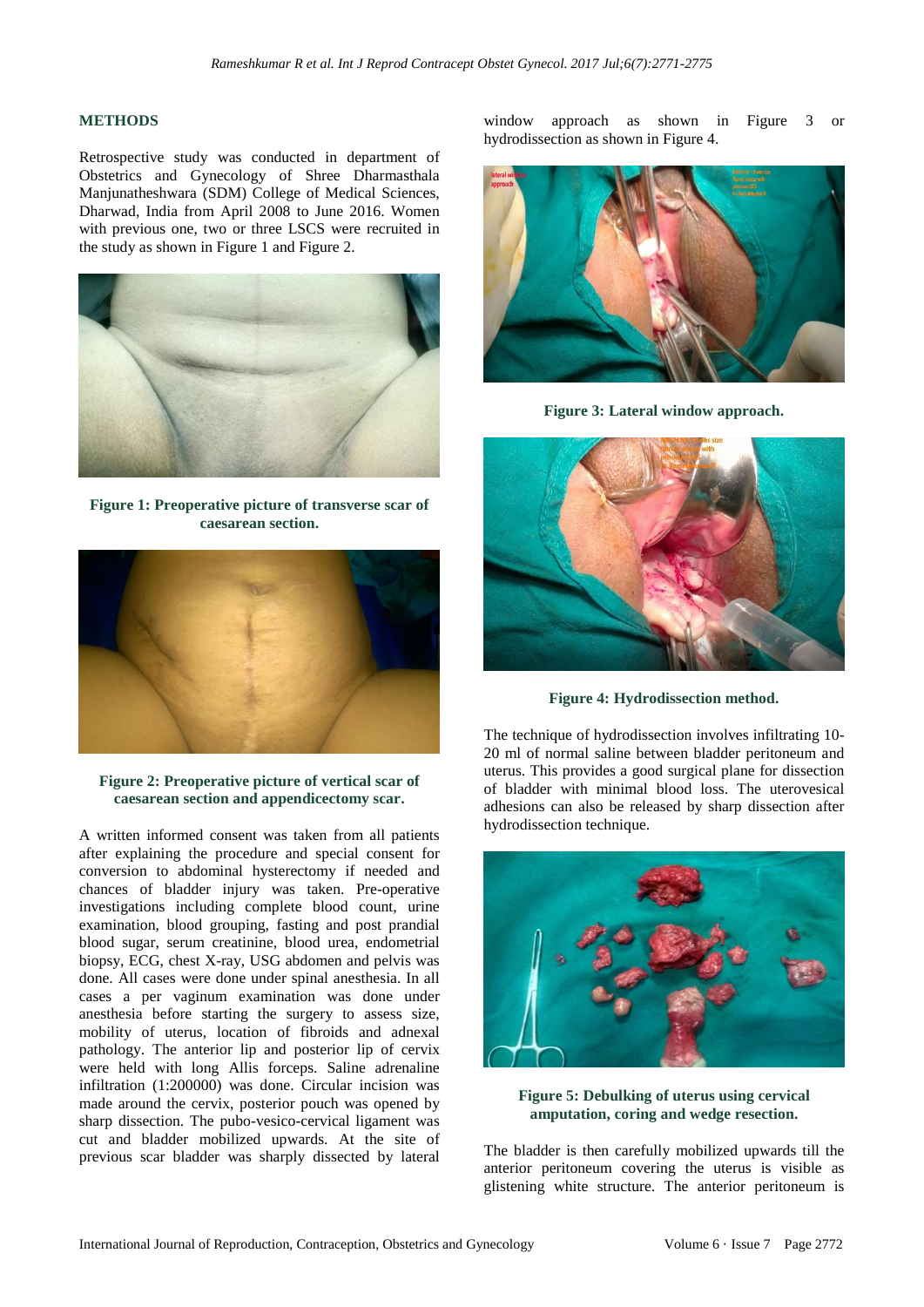## METHODS

Retrospective study was conducted in department of Obstetrics and Gynecology of Shree Dharmasthala Manjunatheshwara (SDM) College of Medical Sciences, Dharwad, India from April 2008 to June 2016. Women with previous one, two or three LSCS were recruited in the study as shown in Figure 1 and Figure 2.

Figure 1: Preoperative picture of transverse scar of caesarean section.

Figure 2: Preoperative picture of vertical scar of caesarean section and appendicectomy scar.

A written informed consent was taken from all patients after explaining the procedure and special consent for conversion to abdominal hysterectomy if needed and chances of bladder injury was taken. Pre-operative investigations including complete blood count, urine examination, blood grouping, fasting and post prandial blood sugar, serum creatinine, blood urea, endometrial biopsy, ECG, chest X-ray, USG abdomen and pelvis was done. All cases were done under spinal anesthesia. In all cases a per vaginum examination was done under anesthesia before starting the surgery to assess size, mobility of uterus, location of fibroids and adnexal pathology. The anterior lip and posterior lip of cervix were held with long Allis forceps. Saline adrenaline infiltration (1:200000) was done. Circular incision was made around the cervix, posterior pouch was opened by sharp dissection. The pubo-vesico-cervical ligament was cut and bladder mobilized upwards. At the site of previous scar bladder was sharply dissected by lateral window approach as shown in Figure 3 or hydrodissection as shown in Figure 4.

Figure 3: Lateral window approach.

Figure 4: Hydrodissection method.

The technique of hydrodissection involves infiltrating 10-20 ml of normal saline between bladder peritoneum and uterus. This provides a good surgical plane for dissection of bladder with minimal blood loss. The uterovesical adhesions can also be released by sharp dissection after hydrodissection technique.

Figure 5: Debulking of uterus using cervical amputation, coring and wedge resection.

The bladder is then carefully mobilized upwards till the anterior peritoneum covering the uterus is visible as glistening white structure. The anterior peritoneum is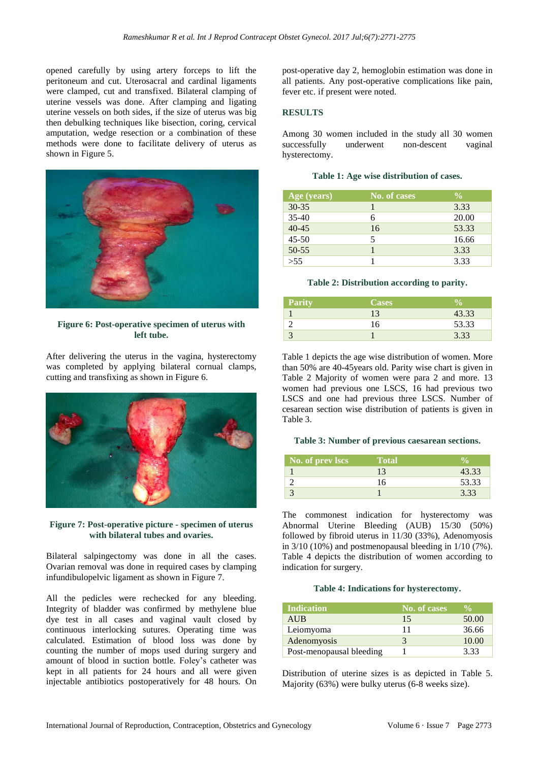opened carefully by using artery forceps to lift the peritoneum and cut. Uterosacral and cardinal ligaments were clamped, cut and transfixed. Bilateral clamping of uterine vessels was done. After clamping and ligating uterine vessels on both sides, if the size of uterus was big then debulking techniques like bisection, coring, cervical amputation, wedge resection or a combination of these methods were done to facilitate delivery of uterus as shown in Figure 5.

**Figure 6: Post-operative specimen of uterus with left tube.**

After delivering the uterus in the vagina, hysterectomy was completed by applying bilateral cornual clamps, cutting and transfixing as shown in Figure 6.

**Figure 7: Post-operative picture - specimen of uterus with bilateral tubes and ovaries.**

Bilateral salpingectomy was done in all the cases. Ovarian removal was done in required cases by clamping infundibulopelvic ligament as shown in Figure 7.

All the pedicles were rechecked for any bleeding. Integrity of bladder was confirmed by methylene blue dye test in all cases and vaginal vault closed by continuous interlocking sutures. Operating time was calculated. Estimation of blood loss was done by counting the number of mops used during surgery and amount of blood in suction bottle. Foley's catheter was kept in all patients for 24 hours and all were given injectable antibiotics postoperatively for 48 hours. On post-operative day 2, hemoglobin estimation was done in all patients. Any post-operative complications like pain, fever etc. if present were noted.

## RESULTS

Among 30 women included in the study all 30 women successfully underwent non-descent vaginal hysterectomy.

**Table 1: Age wise distribution of cases.**

| Age (years) | No. of cases | % |
|---|---|---|
| 30-35 | 1 | 3.33 |
| 35-40 | 6 | 20.00 |
| 40-45 | 16 | 53.33 |
| 45-50 | 5 | 16.66 |
| 50-55 | 1 | 3.33 |
| >55 | 1 | 3.33 |

**Table 2: Distribution according to parity.**

| Parity | Cases | % |
|---|---|---|
| 1 | 13 | 43.33 |
| 2 | 16 | 53.33 |
| 3 | 1 | 3.33 |

Table 1 depicts the age wise distribution of women. More than 50% are 40-45years old. Parity wise chart is given in Table 2 Majority of women were para 2 and more. 13 women had previous one LSCS, 16 had previous two LSCS and one had previous three LSCS. Number of cesarean section wise distribution of patients is given in Table 3.

**Table 3: Number of previous caesarean sections.**

| No. of prev lscs | Total | % |
|---|---|---|
| 1 | 13 | 43.33 |
| 2 | 16 | 53.33 |
| 3 | 1 | 3.33 |

The commonest indication for hysterectomy was Abnormal Uterine Bleeding (AUB) 15/30 (50%) followed by fibroid uterus in 11/30 (33%), Adenomyosis in 3/10 (10%) and postmenopausal bleeding in 1/10 (7%). Table 4 depicts the distribution of women according to indication for surgery.

**Table 4: Indications for hysterectomy.**

| Indication | No. of cases | % |
|---|---|---|
| AUB | 15 | 50.00 |
| Leiomyoma | 11 | 36.66 |
| Adenomyosis | 3 | 10.00 |
| Post-menopausal bleeding | 1 | 3.33 |

Distribution of uterine sizes is as depicted in Table 5. Majority (63%) were bulky uterus (6-8 weeks size).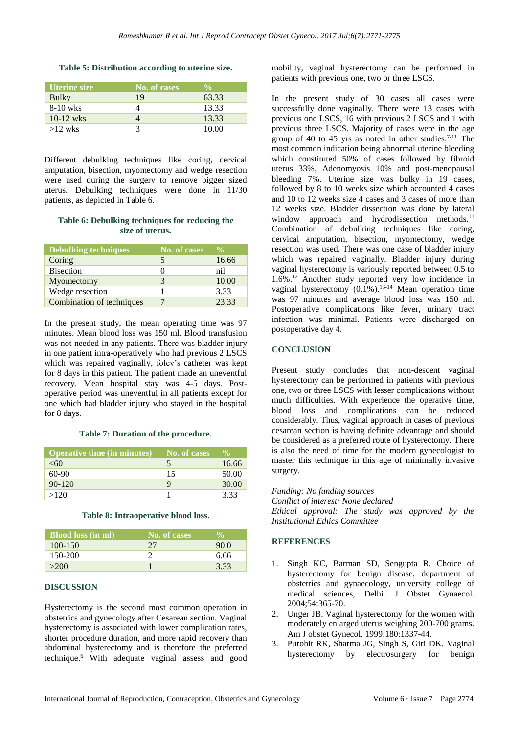**Table 5: Distribution according to uterine size.**

| Uterine size | No. of cases | % |
|---|---|---|
| Bulky | 19 | 63.33 |
| 8-10 wks | 4 | 13.33 |
| 10-12 wks | 4 | 13.33 |
| >12 wks | 3 | 10.00 |

Different debulking techniques like coring, cervical amputation, bisection, myomectomy and wedge resection were used during the surgery to remove bigger sized uterus. Debulking techniques were done in 11/30 patients, as depicted in Table 6.

**Table 6: Debulking techniques for reducing the size of uterus.**

| Debulking techniques | No. of cases | % |
|---|---|---|
| Coring | 5 | 16.66 |
| Bisection | 0 | nil |
| Myomectomy | 3 | 10.00 |
| Wedge resection | 1 | 3.33 |
| Combination of techniques | 7 | 23.33 |

In the present study, the mean operating time was 97 minutes. Mean blood loss was 150 ml. Blood transfusion was not needed in any patients. There was bladder injury in one patient intra-operatively who had previous 2 LSCS which was repaired vaginally, foley's catheter was kept for 8 days in this patient. The patient made an uneventful recovery. Mean hospital stay was 4-5 days. Post-operative period was uneventful in all patients except for one which had bladder injury who stayed in the hospital for 8 days.

**Table 7: Duration of the procedure.**

| Operative time (in minutes) | No. of cases | % |
|---|---|---|
| <60 | 5 | 16.66 |
| 60-90 | 15 | 50.00 |
| 90-120 | 9 | 30.00 |
| >120 | 1 | 3.33 |

**Table 8: Intraoperative blood loss.**

| Blood loss (in ml) | No. of cases | % |
|---|---|---|
| 100-150 | 27 | 90.0 |
| 150-200 | 2 | 6.66 |
| >200 | 1 | 3.33 |

## DISCUSSION

Hysterectomy is the second most common operation in obstetrics and gynecology after Cesarean section. Vaginal hysterectomy is associated with lower complication rates, shorter procedure duration, and more rapid recovery than abdominal hysterectomy and is therefore the preferred technique.[6] With adequate vaginal assess and good mobility, vaginal hysterectomy can be performed in patients with previous one, two or three LSCS.

In the present study of 30 cases all cases were successfully done vaginally. There were 13 cases with previous one LSCS, 16 with previous 2 LSCS and 1 with previous three LSCS. Majority of cases were in the age group of 40 to 45 yrs as noted in other studies.[7-11] The most common indication being abnormal uterine bleeding which constituted 50% of cases followed by fibroid uterus 33%, Adenomyosis 10% and post-menopausal bleeding 7%. Uterine size was bulky in 19 cases, followed by 8 to 10 weeks size which accounted 4 cases and 10 to 12 weeks size 4 cases and 3 cases of more than 12 weeks size. Bladder dissection was done by lateral window approach and hydrodissection methods.[11] Combination of debulking techniques like coring, cervical amputation, bisection, myomectomy, wedge resection was used. There was one case of bladder injury which was repaired vaginally. Bladder injury during vaginal hysterectomy is variously reported between 0.5 to 1.6%.[12] Another study reported very low incidence in vaginal hysterectomy (0.1%).[13-14] Mean operation time was 97 minutes and average blood loss was 150 ml. Postoperative complications like fever, urinary tract infection was minimal. Patients were discharged on postoperative day 4.

## CONCLUSION

Present study concludes that non-descent vaginal hysterectomy can be performed in patients with previous one, two or three LSCS with lesser complications without much difficulties. With experience the operative time, blood loss and complications can be reduced considerably. Thus, vaginal approach in cases of previous cesarean section is having definite advantage and should be considered as a preferred route of hysterectomy. There is also the need of time for the modern gynecologist to master this technique in this age of minimally invasive surgery.

*Funding: No funding sources*
*Conflict of interest: None declared*
*Ethical approval: The study was approved by the Institutional Ethics Committee*

## REFERENCES

1. Singh KC, Barman SD, Sengupta R. Choice of hysterectomy for benign disease, department of obstetrics and gynaecology, university college of medical sciences, Delhi. J Obstet Gynaecol. 2004;54:365-70.
2. Unger JB. Vaginal hysterectomy for the women with moderately enlarged uterus weighing 200-700 grams. Am J obstet Gynecol. 1999;180:1337-44.
3. Purohit RK, Sharma JG, Singh S, Giri DK. Vaginal hysterectomy by electrosurgery for benign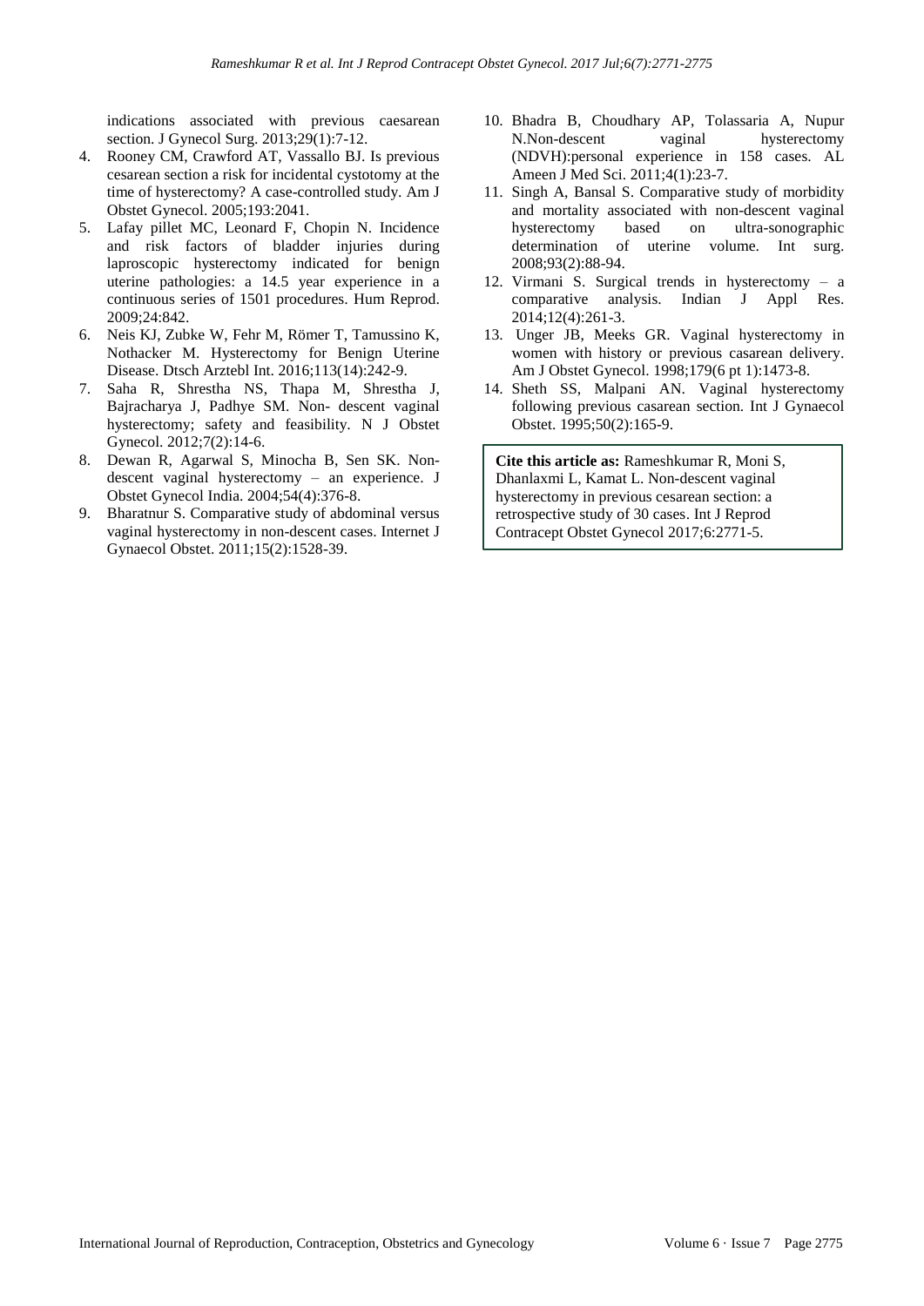indications associated with previous caesarean section. J Gynecol Surg. 2013;29(1):7-12.

4. Rooney CM, Crawford AT, Vassallo BJ. Is previous cesarean section a risk for incidental cystotomy at the time of hysterectomy? A case-controlled study. Am J Obstet Gynecol. 2005;193:2041.
5. Lafay pillet MC, Leonard F, Chopin N. Incidence and risk factors of bladder injuries during laproscopic hysterectomy indicated for benign uterine pathologies: a 14.5 year experience in a continuous series of 1501 procedures. Hum Reprod. 2009;24:842.
6. Neis KJ, Zubke W, Fehr M, Römer T, Tamussino K, Nothacker M. Hysterectomy for Benign Uterine Disease. Dtsch Arztebl Int. 2016;113(14):242-9.
7. Saha R, Shrestha NS, Thapa M, Shrestha J, Bajracharya J, Padhye SM. Non- descent vaginal hysterectomy; safety and feasibility. N J Obstet Gynecol. 2012;7(2):14-6.
8. Dewan R, Agarwal S, Minocha B, Sen SK. Non-descent vaginal hysterectomy – an experience. J Obstet Gynecol India. 2004;54(4):376-8.
9. Bharatnur S. Comparative study of abdominal versus vaginal hysterectomy in non-descent cases. Internet J Gynaecol Obstet. 2011;15(2):1528-39.
10. Bhadra B, Choudhary AP, Tolassaria A, Nupur N.Non-descent vaginal hysterectomy (NDVH):personal experience in 158 cases. AL Ameen J Med Sci. 2011;4(1):23-7.
11. Singh A, Bansal S. Comparative study of morbidity and mortality associated with non-descent vaginal hysterectomy based on ultra-sonographic determination of uterine volume. Int surg. 2008;93(2):88-94.
12. Virmani S. Surgical trends in hysterectomy – a comparative analysis. Indian J Appl Res. 2014;12(4):261-3.
13. Unger JB, Meeks GR. Vaginal hysterectomy in women with history or previous casarean delivery. Am J Obstet Gynecol. 1998;179(6 pt 1):1473-8.
14. Sheth SS, Malpani AN. Vaginal hysterectomy following previous casarean section. Int J Gynaecol Obstet. 1995;50(2):165-9.

**Cite this article as:** Rameshkumar R, Moni S, Dhanlaxmi L, Kamat L. Non-descent vaginal hysterectomy in previous cesarean section: a retrospective study of 30 cases. Int J Reprod Contracept Obstet Gynecol 2017;6:2771-5.